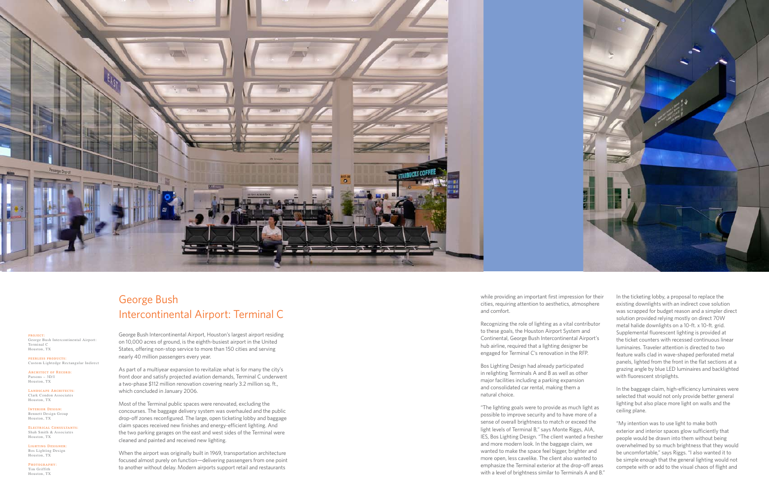# George Bush Intercontinental Airport: Terminal C

**PROJECT:**
George Bush Intercontinental Airport: Terminal C
Houston, TX

**PEERLESS PRODUCTS:**
Custom Lightedge Rectangular Indirect

**ARCHITECT OF RECORD:**
Parsons – 3D/I
Houston, TX

**LANDSCAPE ARCHITECTS:**
Clark Condon Associates
Houston, TX

**INTERIOR DESIGN:**
Bennett Design Group
Houston, TX

**ELECTRICAL CONSULTANTS:**
Shah Smith & Associates
Houston, TX

**LIGHTING DESIGNER:**
Bos Lighting Design
Houston, TX

**PHOTOGRAPHY:**
Tim Griffith
Houston, TX

George Bush Intercontinental Airport, Houston's largest airport residing on 10,000 acres of ground, is the eighth-busiest airport in the United States, offering non-stop service to more than 150 cities and serving nearly 40 million passengers every year.

As part of a multiyear expansion to revitalize what is for many the city's front door and satisfy projected aviation demands, Terminal C underwent a two-phase $112 million renovation covering nearly 3.2 million sq. ft., which concluded in January 2006.

Most of the Terminal public spaces were renovated, excluding the concourses. The baggage delivery system was overhauled and the public drop-off zones reconfigured. The large, open ticketing lobby and baggage claim spaces received new finishes and energy-efficient lighting. And the two parking garages on the east and west sides of the Terminal were cleaned and painted and received new lighting.

When the airport was originally built in 1969, transportation architecture focused almost purely on function—delivering passengers from one point to another without delay. Modern airports support retail and restaurants while providing an important first impression for their cities, requiring attention to aesthetics, atmosphere and comfort.

Recognizing the role of lighting as a vital contributor to these goals, the Houston Airport System and Continental, George Bush Intercontinental Airport's hub airline, required that a lighting designer be engaged for Terminal C's renovation in the RFP.

Bos Lighting Design had already participated in relighting Terminals A and B as well as other major facilities including a parking expansion and consolidated car rental, making them a natural choice.

"The lighting goals were to provide as much light as possible to improve security and to have more of a sense of overall brightness to match or exceed the light levels of Terminal B," says Monte Riggs, AIA, IES, Bos Lighting Design. "The client wanted a fresher and more modern look. In the baggage claim, we wanted to make the space feel bigger, brighter and more open, less cavelike. The client also wanted to emphasize the Terminal exterior at the drop-off areas with a level of brightness similar to Terminals A and B."

In the ticketing lobby, a proposal to replace the existing downlights with an indirect cove solution was scrapped for budget reason and a simpler direct solution provided relying mostly on direct 70W metal halide downlights on a 10-ft. x 10-ft. grid. Supplemental fluorescent lighting is provided at the ticket counters with recessed continuous linear luminaires. Traveler attention is directed to two feature walls clad in wave-shaped perforated metal panels, lighted from the front in the flat sections at a grazing angle by blue LED luminaires and backlighted with fluorescent striplights.

In the baggage claim, high-efficiency luminaires were selected that would not only provide better general lighting but also place more light on walls and the ceiling plane.

"My intention was to use light to make both exterior and interior spaces glow sufficiently that people would be drawn into them without being overwhelmed by so much brightness that they would be uncomfortable," says Riggs. "I also wanted it to be simple enough that the general lighting would not compete with or add to the visual chaos of flight and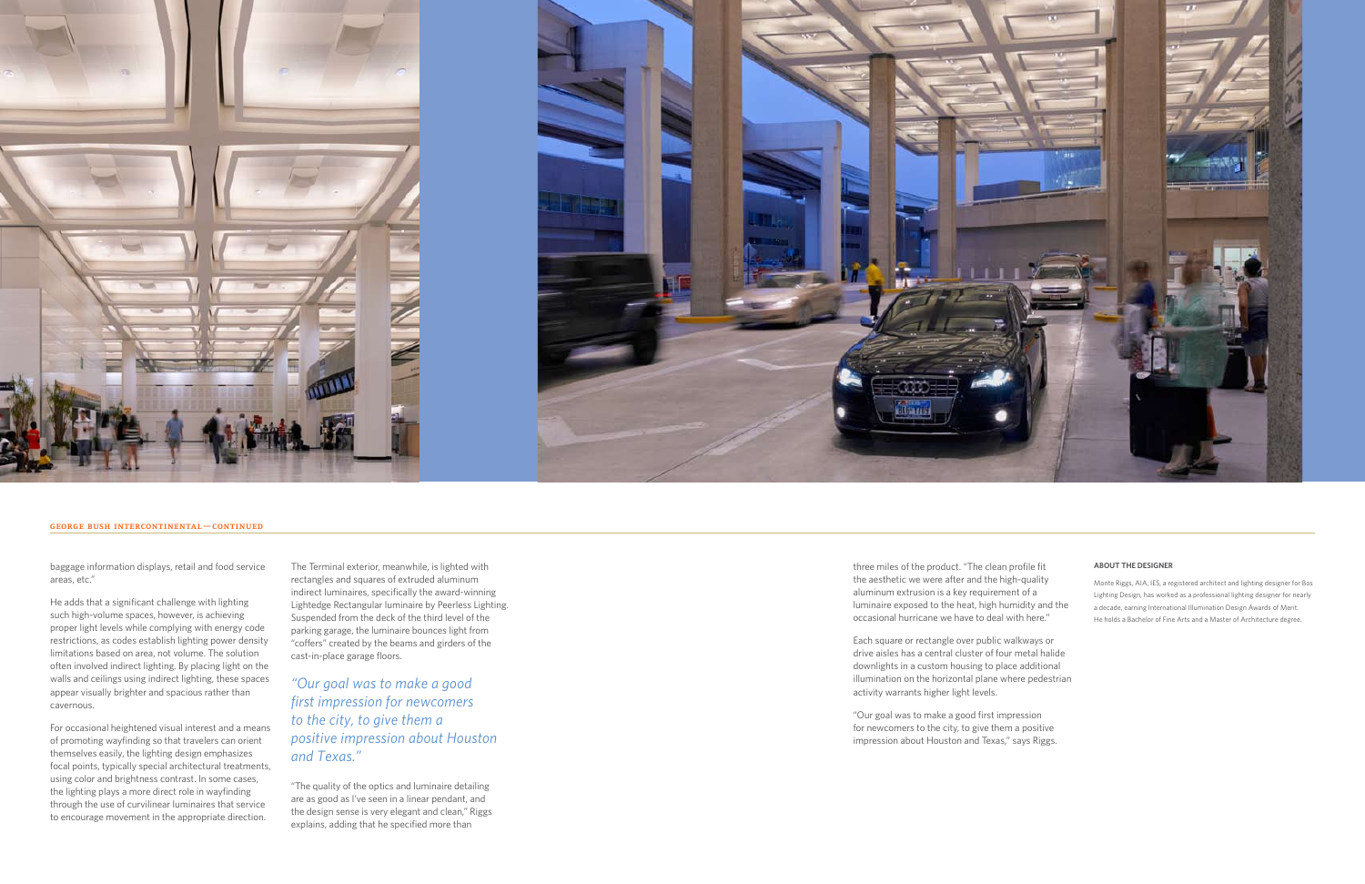**GEORGE BUSH INTERCONTINENTAL — CONTINUED**

baggage information displays, retail and food service areas, etc."

He adds that a significant challenge with lighting such high-volume spaces, however, is achieving proper light levels while complying with energy code restrictions, as codes establish lighting power density limitations based on area, not volume. The solution often involved indirect lighting. By placing light on the walls and ceilings using indirect lighting, these spaces appear visually brighter and spacious rather than cavernous.

For occasional heightened visual interest and a means of promoting wayfinding so that travelers can orient themselves easily, the lighting design emphasizes focal points, typically special architectural treatments, using color and brightness contrast. In some cases, the lighting plays a more direct role in wayfinding through the use of curvilinear luminaires that service to encourage movement in the appropriate direction.

The Terminal exterior, meanwhile, is lighted with rectangles and squares of extruded aluminum indirect luminaires, specifically the award-winning Lightedge Rectangular luminaire by Peerless Lighting. Suspended from the deck of the third level of the parking garage, the luminaire bounces light from "coffers" created by the beams and girders of the cast-in-place garage floors.

*"Our goal was to make a good first impression for newcomers to the city, to give them a positive impression about Houston and Texas."*

"The quality of the optics and luminaire detailing are as good as I've seen in a linear pendant, and the design sense is very elegant and clean," Riggs explains, adding that he specified more than three miles of the product. "The clean profile fit the aesthetic we were after and the high-quality aluminum extrusion is a key requirement of a luminaire exposed to the heat, high humidity and the occasional hurricane we have to deal with here."

Each square or rectangle over public walkways or drive aisles has a central cluster of four metal halide downlights in a custom housing to place additional illumination on the horizontal plane where pedestrian activity warrants higher light levels.

"Our goal was to make a good first impression for newcomers to the city, to give them a positive impression about Houston and Texas," says Riggs.

**ABOUT THE DESIGNER**

Monte Riggs, AIA, IES, a registered architect and lighting designer for Bos Lighting Design, has worked as a professional lighting designer for nearly a decade, earning International Illumination Design Awards of Merit. He holds a Bachelor of Fine Arts and a Master of Architecture degree.